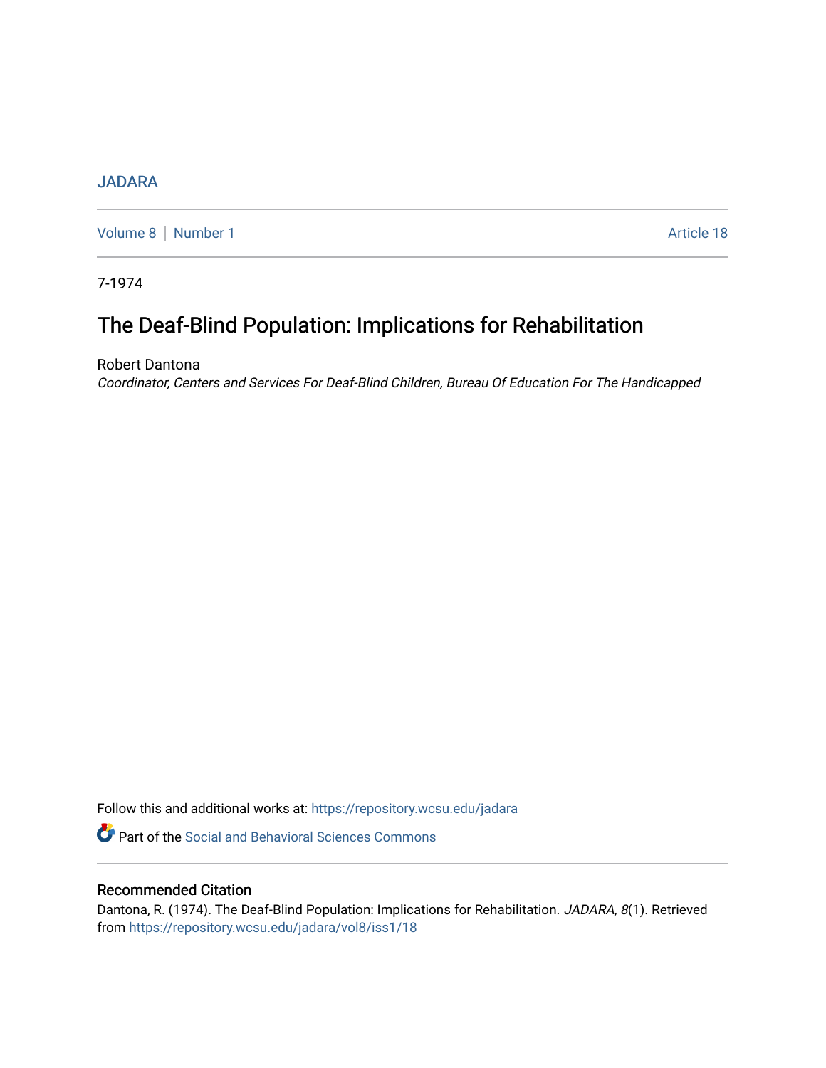JADARA

Volume 8 | Number 1 Article 18

7-1974

# The Deaf-Blind Population: Implications for Rehabilitation

Robert Dantona

*Coordinator, Centers and Services For Deaf-Blind Children, Bureau Of Education For The Handicapped*

Follow this and additional works at: https://repository.wcsu.edu/jadara

Part of the Social and Behavioral Sciences Commons

## Recommended Citation

Dantona, R. (1974). The Deaf-Blind Population: Implications for Rehabilitation. *JADARA, 8*(1). Retrieved from https://repository.wcsu.edu/jadara/vol8/iss1/18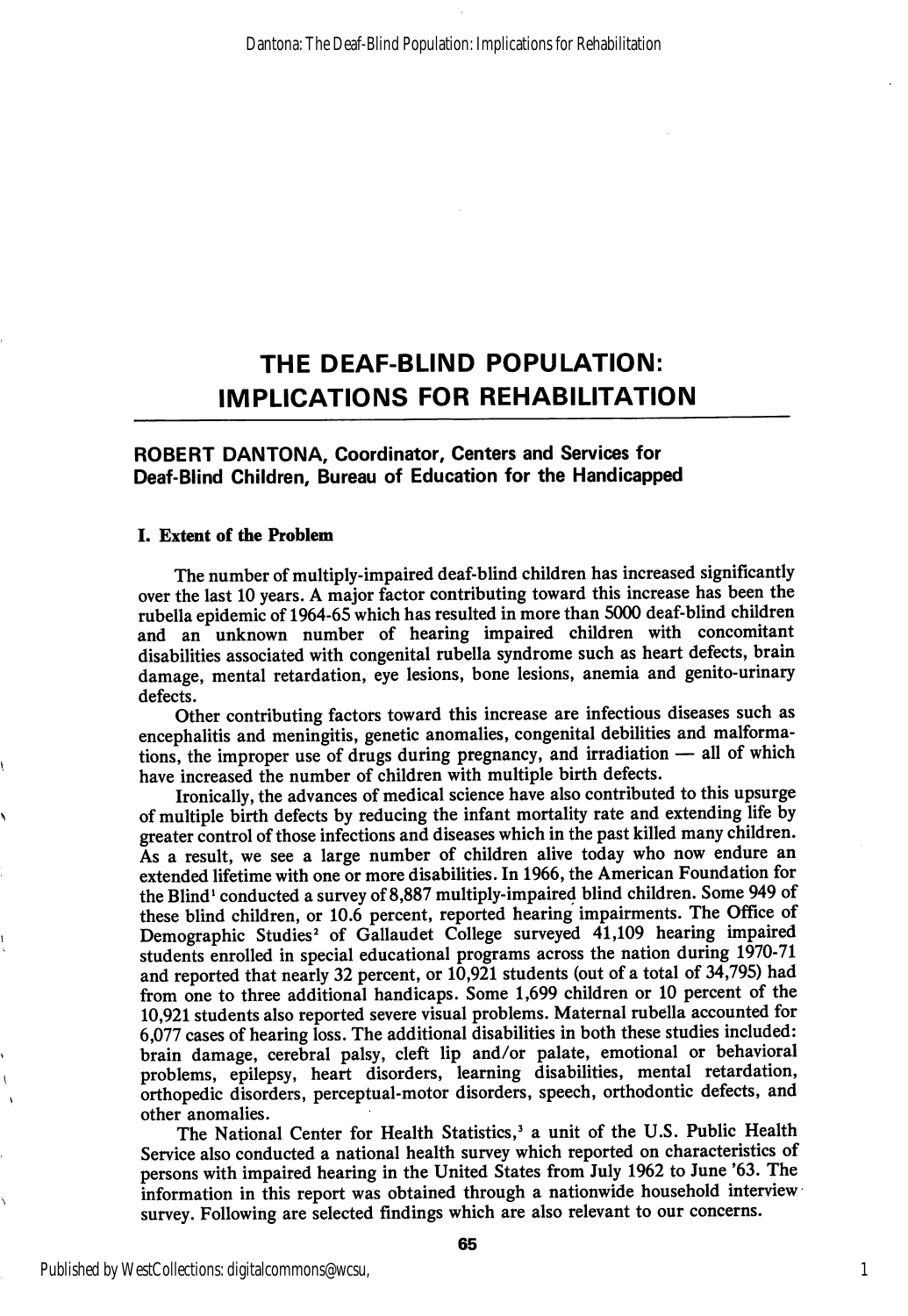# THE DEAF-BLIND POPULATION: IMPLICATIONS FOR REHABILITATION

**ROBERT DANTONA, Coordinator, Centers and Services for Deaf-Blind Children, Bureau of Education for the Handicapped**

## I. Extent of the Problem

The number of multiply-impaired deaf-blind children has increased significantly over the last 10 years. A major factor contributing toward this increase has been the rubella epidemic of 1964-65 which has resulted in more than 5000 deaf-blind children and an unknown number of hearing impaired children with concomitant disabilities associated with congenital rubella syndrome such as heart defects, brain damage, mental retardation, eye lesions, bone lesions, anemia and genito-urinary defects.

Other contributing factors toward this increase are infectious diseases such as encephalitis and meningitis, genetic anomalies, congenital debilities and malformations, the improper use of drugs during pregnancy, and irradiation — all of which have increased the number of children with multiple birth defects.

Ironically, the advances of medical science have also contributed to this upsurge of multiple birth defects by reducing the infant mortality rate and extending life by greater control of those infections and diseases which in the past killed many children. As a result, we see a large number of children alive today who now endure an extended lifetime with one or more disabilities. In 1966, the American Foundation for the Blind[1] conducted a survey of 8,887 multiply-impaired blind children. Some 949 of these blind children, or 10.6 percent, reported hearing impairments. The Office of Demographic Studies[2] of Gallaudet College surveyed 41,109 hearing impaired students enrolled in special educational programs across the nation during 1970-71 and reported that nearly 32 percent, or 10,921 students (out of a total of 34,795) had from one to three additional handicaps. Some 1,699 children or 10 percent of the 10,921 students also reported severe visual problems. Maternal rubella accounted for 6,077 cases of hearing loss. The additional disabilities in both these studies included: brain damage, cerebral palsy, cleft lip and/or palate, emotional or behavioral problems, epilepsy, heart disorders, learning disabilities, mental retardation, orthopedic disorders, perceptual-motor disorders, speech, orthodontic defects, and other anomalies.

The National Center for Health Statistics,[3] a unit of the U.S. Public Health Service also conducted a national health survey which reported on characteristics of persons with impaired hearing in the United States from July 1962 to June '63. The information in this report was obtained through a nationwide household interview survey. Following are selected findings which are also relevant to our concerns.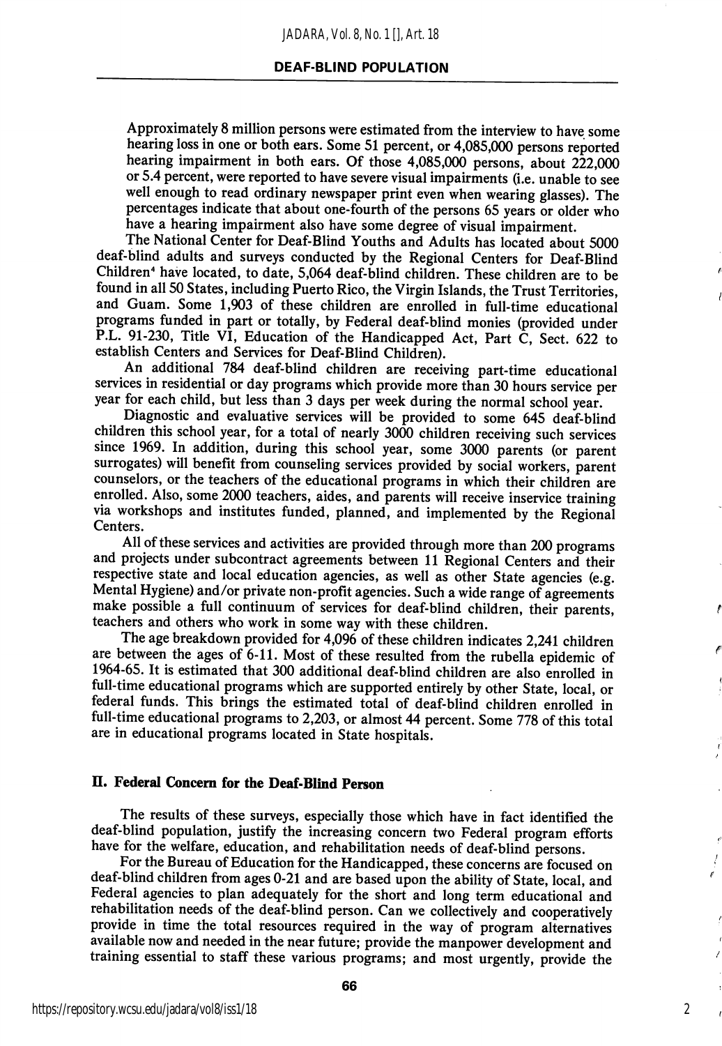Approximately 8 million persons were estimated from the interview to have some hearing loss in one or both ears. Some 51 percent, or 4,085,000 persons reported hearing impairment in both ears. Of those 4,085,000 persons, about 222,000 or 5.4 percent, were reported to have severe visual impairments (i.e. unable to see well enough to read ordinary newspaper print even when wearing glasses). The percentages indicate that about one-fourth of the persons 65 years or older who have a hearing impairment also have some degree of visual impairment.

The National Center for Deaf-Blind Youths and Adults has located about 5000 deaf-blind adults and surveys conducted by the Regional Centers for Deaf-Blind Children[4] have located, to date, 5,064 deaf-blind children. These children are to be found in all 50 States, including Puerto Rico, the Virgin Islands, the Trust Territories, and Guam. Some 1,903 of these children are enrolled in full-time educational programs funded in part or totally, by Federal deaf-blind monies (provided under P.L. 91-230, Title VI, Education of the Handicapped Act, Part C, Sect. 622 to establish Centers and Services for Deaf-Blind Children).

An additional 784 deaf-blind children are receiving part-time educational services in residential or day programs which provide more than 30 hours service per year for each child, but less than 3 days per week during the normal school year.

Diagnostic and evaluative services will be provided to some 645 deaf-blind children this school year, for a total of nearly 3000 children receiving such services since 1969. In addition, during this school year, some 3000 parents (or parent surrogates) will benefit from counseling services provided by social workers, parent counselors, or the teachers of the educational programs in which their children are enrolled. Also, some 2000 teachers, aides, and parents will receive inservice training via workshops and institutes funded, planned, and implemented by the Regional Centers.

All of these services and activities are provided through more than 200 programs and projects under subcontract agreements between 11 Regional Centers and their respective state and local education agencies, as well as other State agencies (e.g. Mental Hygiene) and/or private non-profit agencies. Such a wide range of agreements make possible a full continuum of services for deaf-blind children, their parents, teachers and others who work in some way with these children.

The age breakdown provided for 4,096 of these children indicates 2,241 children are between the ages of 6-11. Most of these resulted from the rubella epidemic of 1964-65. It is estimated that 300 additional deaf-blind children are also enrolled in full-time educational programs which are supported entirely by other State, local, or federal funds. This brings the estimated total of deaf-blind children enrolled in full-time educational programs to 2,203, or almost 44 percent. Some 778 of this total are in educational programs located in State hospitals.

## II. Federal Concern for the Deaf-Blind Person

The results of these surveys, especially those which have in fact identified the deaf-blind population, justify the increasing concern two Federal program efforts have for the welfare, education, and rehabilitation needs of deaf-blind persons.

For the Bureau of Education for the Handicapped, these concerns are focused on deaf-blind children from ages 0-21 and are based upon the ability of State, local, and Federal agencies to plan adequately for the short and long term educational and rehabilitation needs of the deaf-blind person. Can we collectively and cooperatively provide in time the total resources required in the way of program alternatives available now and needed in the near future; provide the manpower development and training essential to staff these various programs; and most urgently, provide the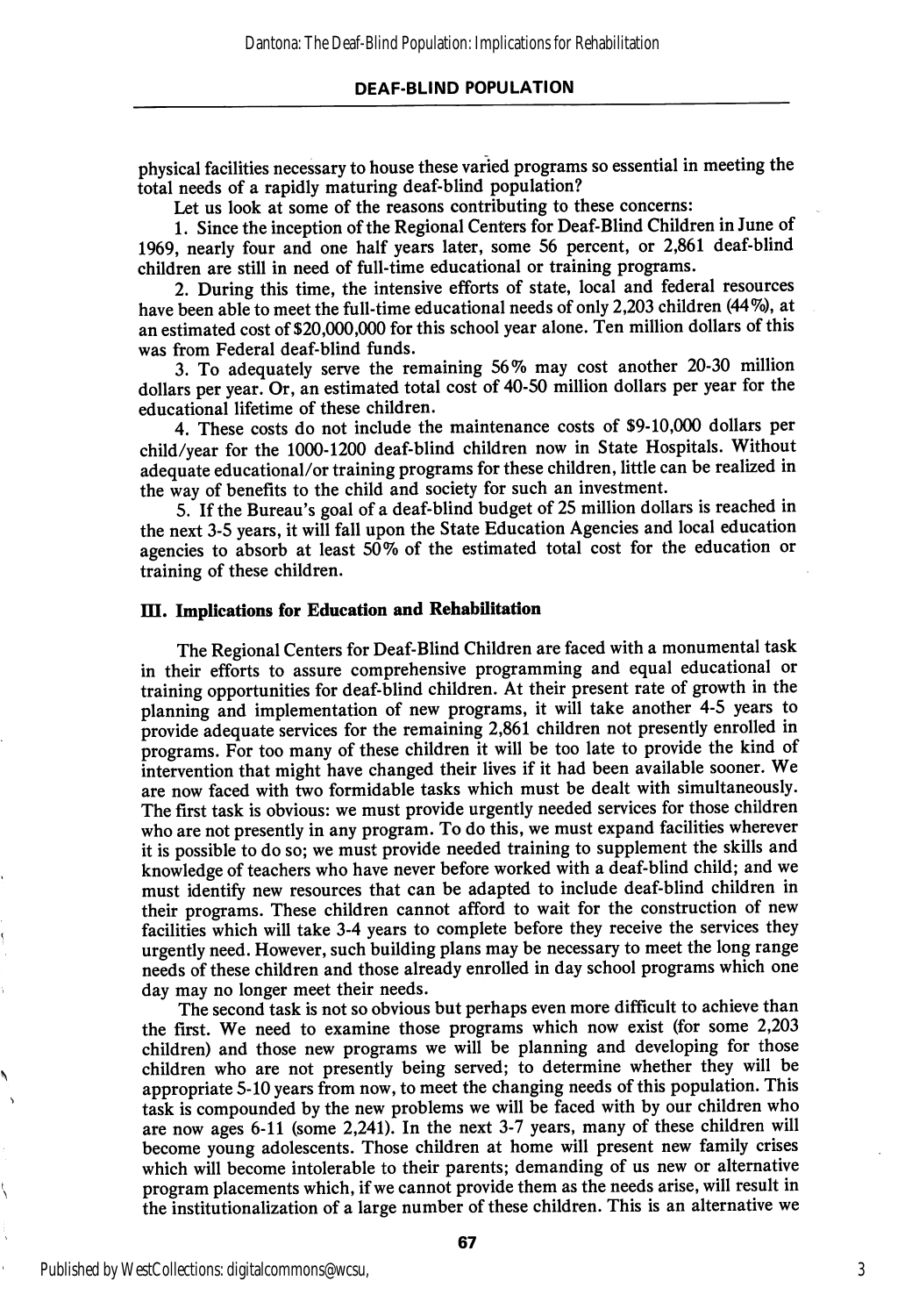physical facilities necessary to house these varied programs so essential in meeting the total needs of a rapidly maturing deaf-blind population?

Let us look at some of the reasons contributing to these concerns:

1. Since the inception of the Regional Centers for Deaf-Blind Children in June of 1969, nearly four and one half years later, some 56 percent, or 2,861 deaf-blind children are still in need of full-time educational or training programs.

2. During this time, the intensive efforts of state, local and federal resources have been able to meet the full-time educational needs of only 2,203 children (44%), at an estimated cost of $20,000,000 for this school year alone. Ten million dollars of this was from Federal deaf-blind funds.

3. To adequately serve the remaining 56% may cost another 20-30 million dollars per year. Or, an estimated total cost of 40-50 million dollars per year for the educational lifetime of these children.

4. These costs do not include the maintenance costs of $9-10,000 dollars per child/year for the 1000-1200 deaf-blind children now in State Hospitals. Without adequate educational/or training programs for these children, little can be realized in the way of benefits to the child and society for such an investment.

5. If the Bureau's goal of a deaf-blind budget of 25 million dollars is reached in the next 3-5 years, it will fall upon the State Education Agencies and local education agencies to absorb at least 50% of the estimated total cost for the education or training of these children.

## III. Implications for Education and Rehabilitation

The Regional Centers for Deaf-Blind Children are faced with a monumental task in their efforts to assure comprehensive programming and equal educational or training opportunities for deaf-blind children. At their present rate of growth in the planning and implementation of new programs, it will take another 4-5 years to provide adequate services for the remaining 2,861 children not presently enrolled in programs. For too many of these children it will be too late to provide the kind of intervention that might have changed their lives if it had been available sooner. We are now faced with two formidable tasks which must be dealt with simultaneously. The first task is obvious: we must provide urgently needed services for those children who are not presently in any program. To do this, we must expand facilities wherever it is possible to do so; we must provide needed training to supplement the skills and knowledge of teachers who have never before worked with a deaf-blind child; and we must identify new resources that can be adapted to include deaf-blind children in their programs. These children cannot afford to wait for the construction of new facilities which will take 3-4 years to complete before they receive the services they urgently need. However, such building plans may be necessary to meet the long range needs of these children and those already enrolled in day school programs which one day may no longer meet their needs.

The second task is not so obvious but perhaps even more difficult to achieve than the first. We need to examine those programs which now exist (for some 2,203 children) and those new programs we will be planning and developing for those children who are not presently being served; to determine whether they will be appropriate 5-10 years from now, to meet the changing needs of this population. This task is compounded by the new problems we will be faced with by our children who are now ages 6-11 (some 2,241). In the next 3-7 years, many of these children will become young adolescents. Those children at home will present new family crises which will become intolerable to their parents; demanding of us new or alternative program placements which, if we cannot provide them as the needs arise, will result in the institutionalization of a large number of these children. This is an alternative we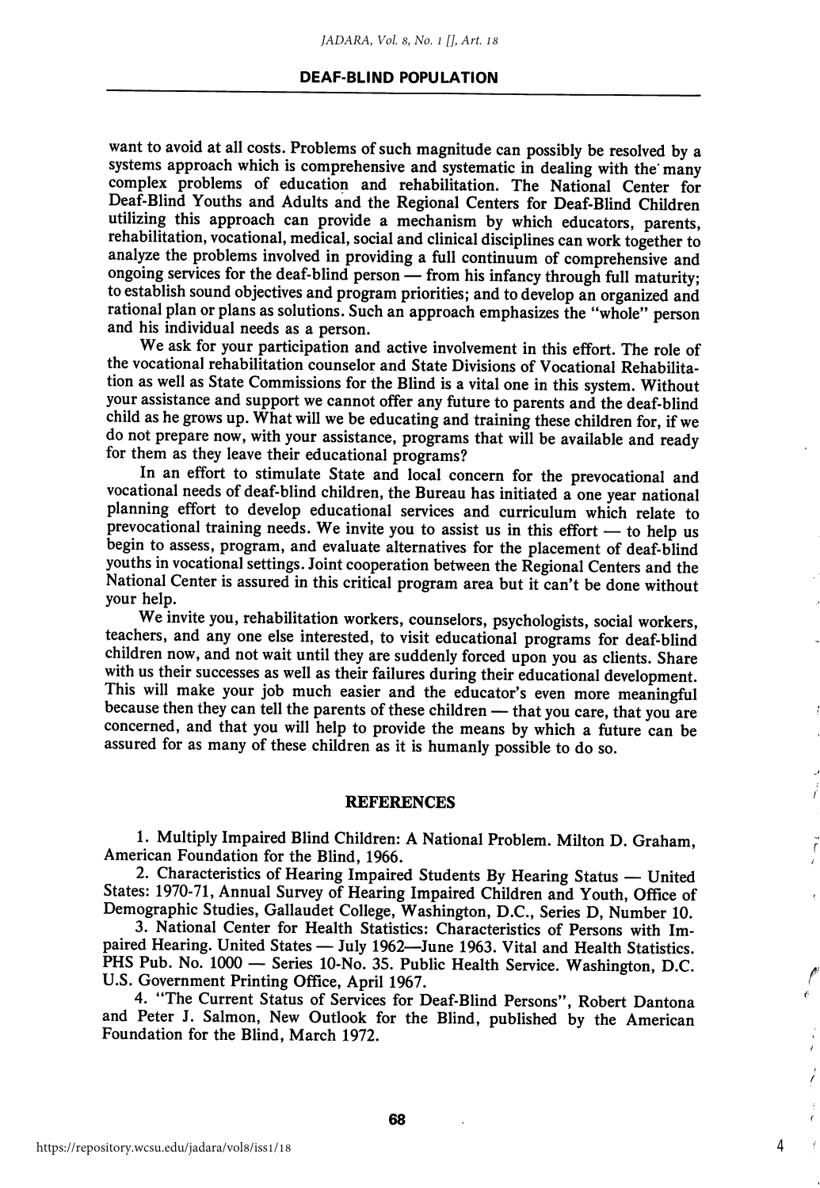want to avoid at all costs. Problems of such magnitude can possibly be resolved by a systems approach which is comprehensive and systematic in dealing with the many complex problems of education and rehabilitation. The National Center for Deaf-Blind Youths and Adults and the Regional Centers for Deaf-Blind Children utilizing this approach can provide a mechanism by which educators, parents, rehabilitation, vocational, medical, social and clinical disciplines can work together to analyze the problems involved in providing a full continuum of comprehensive and ongoing services for the deaf-blind person — from his infancy through full maturity; to establish sound objectives and program priorities; and to develop an organized and rational plan or plans as solutions. Such an approach emphasizes the "whole" person and his individual needs as a person.

We ask for your participation and active involvement in this effort. The role of the vocational rehabilitation counselor and State Divisions of Vocational Rehabilitation as well as State Commissions for the Blind is a vital one in this system. Without your assistance and support we cannot offer any future to parents and the deaf-blind child as he grows up. What will we be educating and training these children for, if we do not prepare now, with your assistance, programs that will be available and ready for them as they leave their educational programs?

In an effort to stimulate State and local concern for the prevocational and vocational needs of deaf-blind children, the Bureau has initiated a one year national planning effort to develop educational services and curriculum which relate to prevocational training needs. We invite you to assist us in this effort — to help us begin to assess, program, and evaluate alternatives for the placement of deaf-blind youths in vocational settings. Joint cooperation between the Regional Centers and the National Center is assured in this critical program area but it can't be done without your help.

We invite you, rehabilitation workers, counselors, psychologists, social workers, teachers, and any one else interested, to visit educational programs for deaf-blind children now, and not wait until they are suddenly forced upon you as clients. Share with us their successes as well as their failures during their educational development. This will make your job much easier and the educator's even more meaningful because then they can tell the parents of these children — that you care, that you are concerned, and that you will help to provide the means by which a future can be assured for as many of these children as it is humanly possible to do so.

## REFERENCES

1. Multiply Impaired Blind Children: A National Problem. Milton D. Graham, American Foundation for the Blind, 1966.
2. Characteristics of Hearing Impaired Students By Hearing Status — United States: 1970-71, Annual Survey of Hearing Impaired Children and Youth, Office of Demographic Studies, Gallaudet College, Washington, D.C., Series D, Number 10.
3. National Center for Health Statistics: Characteristics of Persons with Impaired Hearing. United States — July 1962—June 1963. Vital and Health Statistics. PHS Pub. No. 1000 — Series 10-No. 35. Public Health Service. Washington, D.C. U.S. Government Printing Office, April 1967.
4. "The Current Status of Services for Deaf-Blind Persons", Robert Dantona and Peter J. Salmon, New Outlook for the Blind, published by the American Foundation for the Blind, March 1972.